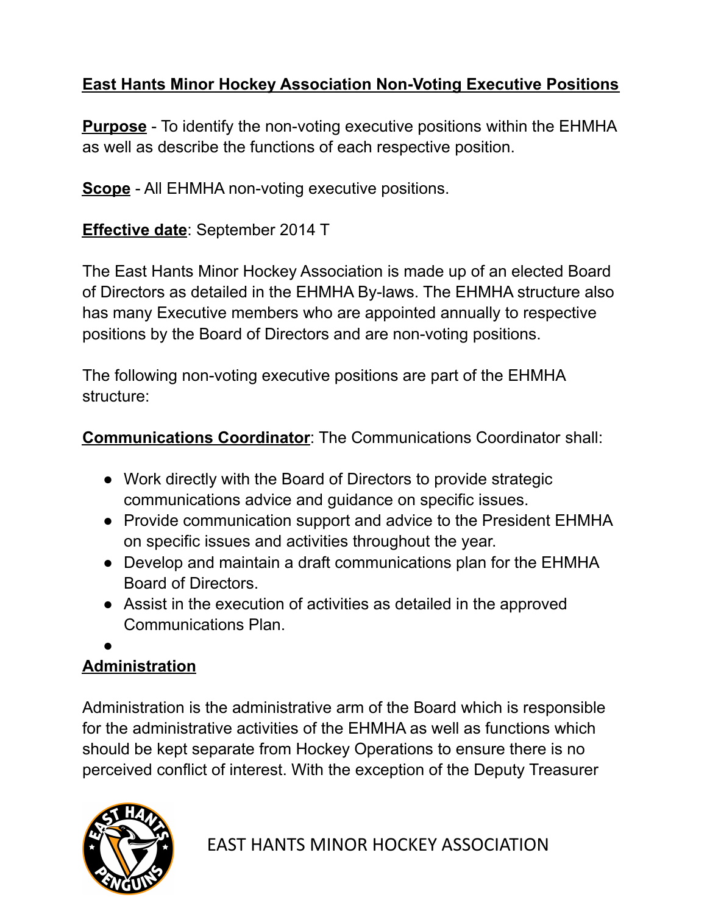**East Hants Minor Hockey Association Non-Voting Executive Positions**

**Purpose** - To identify the non-voting executive positions within the EHMHA as well as describe the functions of each respective position.

**Scope** - All EHMHA non-voting executive positions.

**Effective date**: September 2014 T

The East Hants Minor Hockey Association is made up of an elected Board of Directors as detailed in the EHMHA By-laws. The EHMHA structure also has many Executive members who are appointed annually to respective positions by the Board of Directors and are non-voting positions.

The following non-voting executive positions are part of the EHMHA structure:

**Communications Coordinator**: The Communications Coordinator shall:

- Work directly with the Board of Directors to provide strategic communications advice and guidance on specific issues.
- Provide communication support and advice to the President EHMHA on specific issues and activities throughout the year.
- Develop and maintain a draft communications plan for the EHMHA Board of Directors.
- Assist in the execution of activities as detailed in the approved Communications Plan.
-

**Administration**

Administration is the administrative arm of the Board which is responsible for the administrative activities of the EHMHA as well as functions which should be kept separate from Hockey Operations to ensure there is no perceived conflict of interest. With the exception of the Deputy Treasurer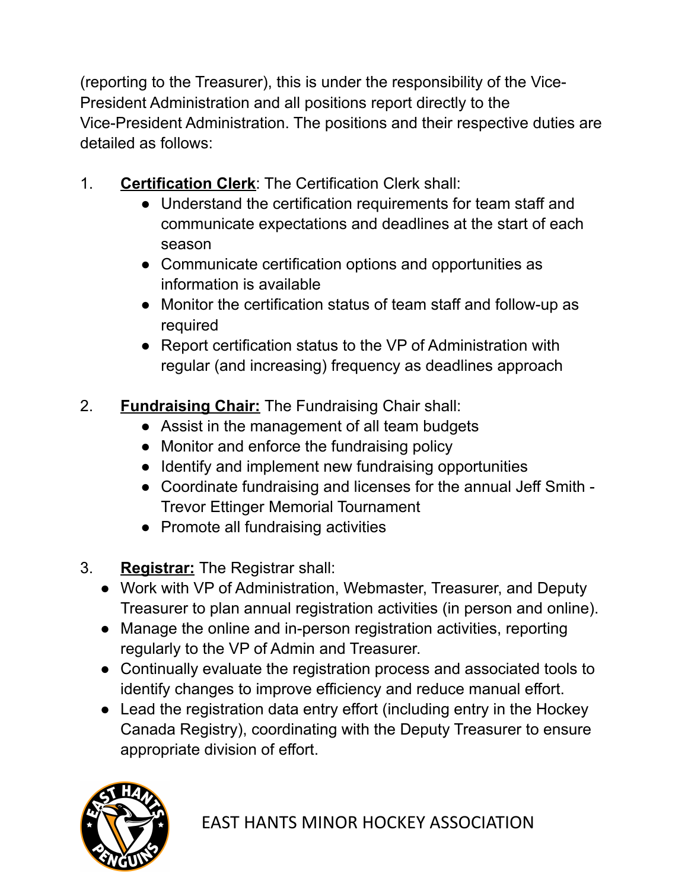(reporting to the Treasurer), this is under the responsibility of the Vice-President Administration and all positions report directly to the Vice-President Administration. The positions and their respective duties are detailed as follows:

1. **<u>Certification Clerk</u>**: The Certification Clerk shall:
    - Understand the certification requirements for team staff and communicate expectations and deadlines at the start of each season
    - Communicate certification options and opportunities as information is available
    - Monitor the certification status of team staff and follow-up as required
    - Report certification status to the VP of Administration with regular (and increasing) frequency as deadlines approach

2. **<u>Fundraising Chair:</u>** The Fundraising Chair shall:
    - Assist in the management of all team budgets
    - Monitor and enforce the fundraising policy
    - Identify and implement new fundraising opportunities
    - Coordinate fundraising and licenses for the annual Jeff Smith - Trevor Ettinger Memorial Tournament
    - Promote all fundraising activities

3. **<u>Registrar:</u>** The Registrar shall:
    - Work with VP of Administration, Webmaster, Treasurer, and Deputy Treasurer to plan annual registration activities (in person and online).
    - Manage the online and in-person registration activities, reporting regularly to the VP of Admin and Treasurer.
    - Continually evaluate the registration process and associated tools to identify changes to improve efficiency and reduce manual effort.
    - Lead the registration data entry effort (including entry in the Hockey Canada Registry), coordinating with the Deputy Treasurer to ensure appropriate division of effort.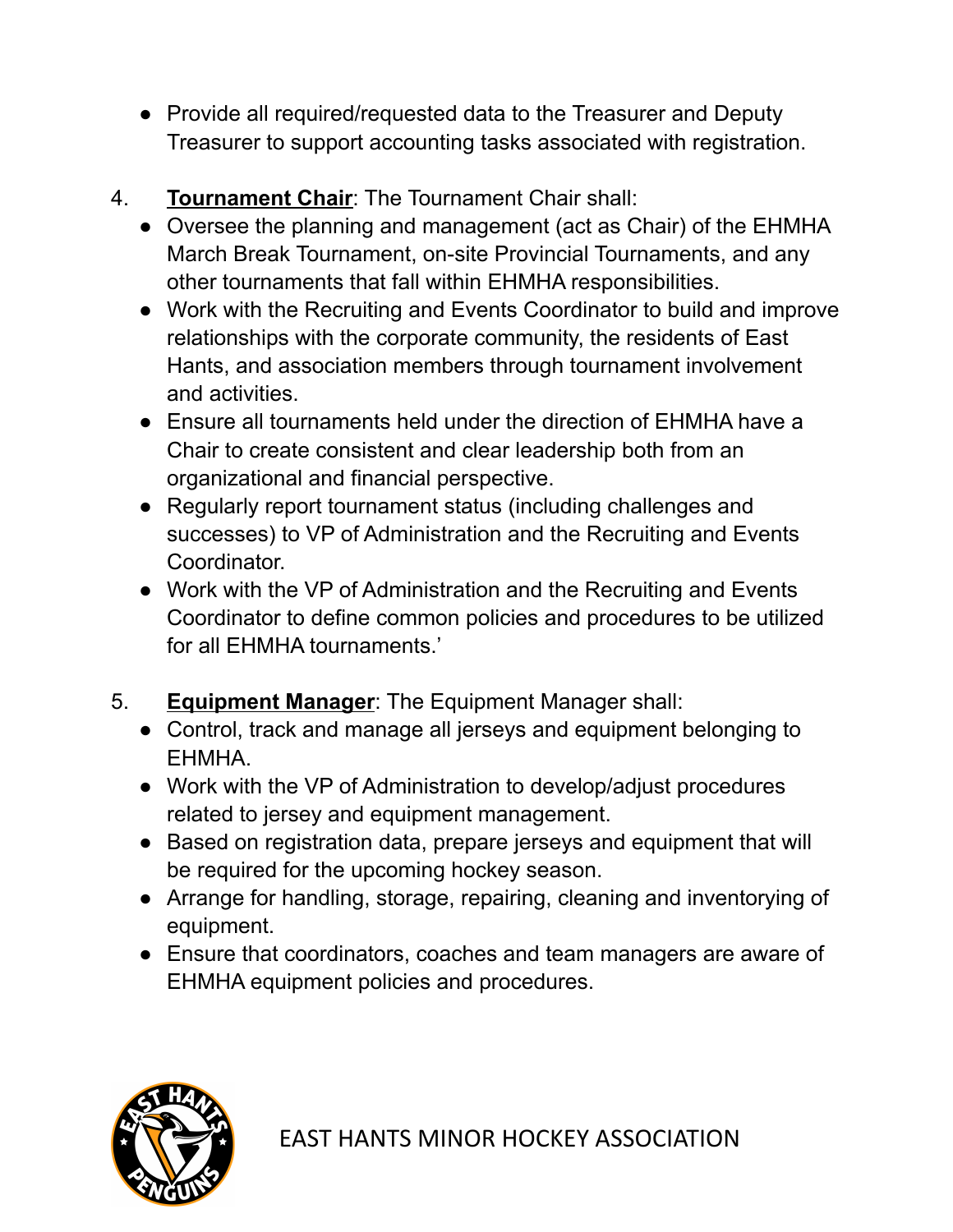- Provide all required/requested data to the Treasurer and Deputy Treasurer to support accounting tasks associated with registration.

4. **Tournament Chair**: The Tournament Chair shall:
   - Oversee the planning and management (act as Chair) of the EHMHA March Break Tournament, on-site Provincial Tournaments, and any other tournaments that fall within EHMHA responsibilities.
   - Work with the Recruiting and Events Coordinator to build and improve relationships with the corporate community, the residents of East Hants, and association members through tournament involvement and activities.
   - Ensure all tournaments held under the direction of EHMHA have a Chair to create consistent and clear leadership both from an organizational and financial perspective.
   - Regularly report tournament status (including challenges and successes) to VP of Administration and the Recruiting and Events Coordinator.
   - Work with the VP of Administration and the Recruiting and Events Coordinator to define common policies and procedures to be utilized for all EHMHA tournaments.'

5. **Equipment Manager**: The Equipment Manager shall:
   - Control, track and manage all jerseys and equipment belonging to EHMHA.
   - Work with the VP of Administration to develop/adjust procedures related to jersey and equipment management.
   - Based on registration data, prepare jerseys and equipment that will be required for the upcoming hockey season.
   - Arrange for handling, storage, repairing, cleaning and inventorying of equipment.
   - Ensure that coordinators, coaches and team managers are aware of EHMHA equipment policies and procedures.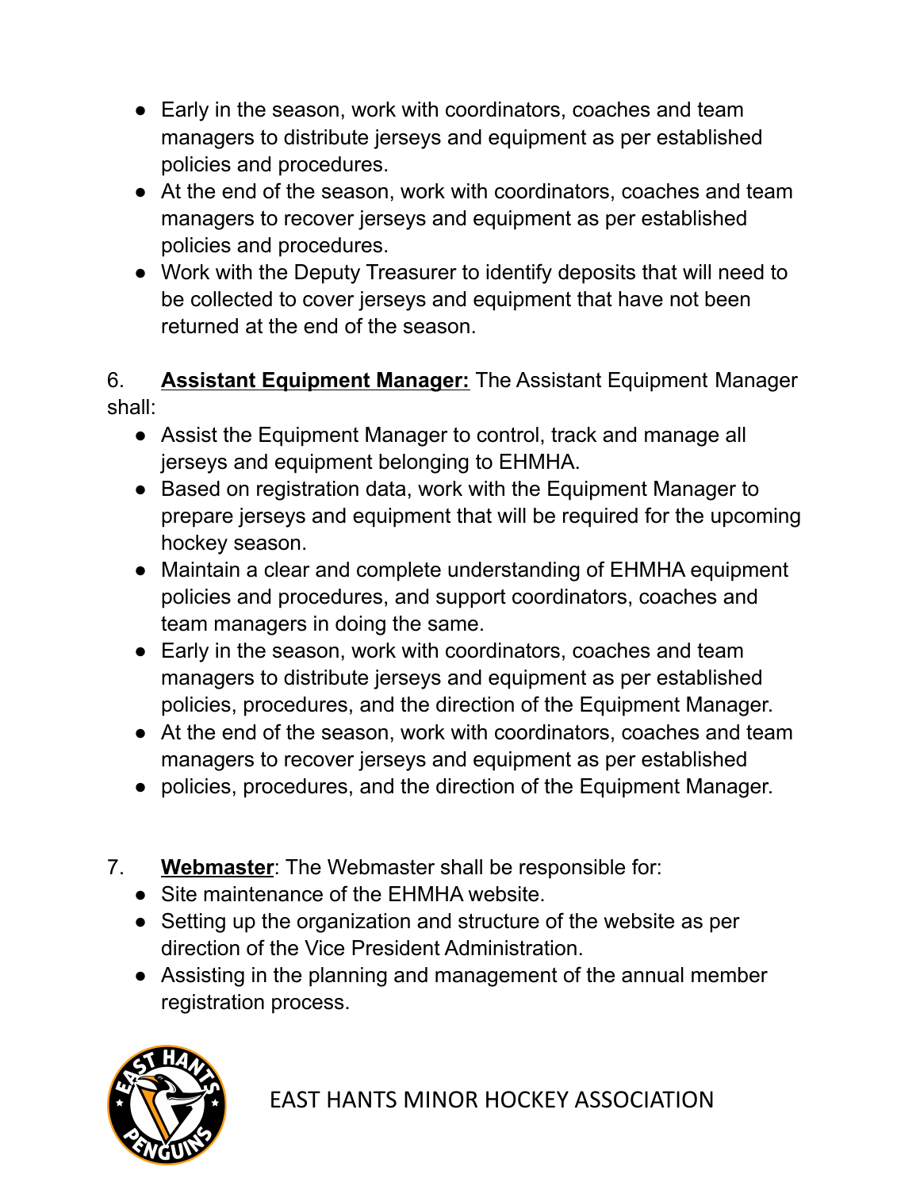- Early in the season, work with coordinators, coaches and team managers to distribute jerseys and equipment as per established policies and procedures.
- At the end of the season, work with coordinators, coaches and team managers to recover jerseys and equipment as per established policies and procedures.
- Work with the Deputy Treasurer to identify deposits that will need to be collected to cover jerseys and equipment that have not been returned at the end of the season.

6. **Assistant Equipment Manager:** The Assistant Equipment Manager shall:
   - Assist the Equipment Manager to control, track and manage all jerseys and equipment belonging to EHMHA.
   - Based on registration data, work with the Equipment Manager to prepare jerseys and equipment that will be required for the upcoming hockey season.
   - Maintain a clear and complete understanding of EHMHA equipment policies and procedures, and support coordinators, coaches and team managers in doing the same.
   - Early in the season, work with coordinators, coaches and team managers to distribute jerseys and equipment as per established policies, procedures, and the direction of the Equipment Manager.
   - At the end of the season, work with coordinators, coaches and team managers to recover jerseys and equipment as per established
   - policies, procedures, and the direction of the Equipment Manager.

7. **Webmaster**: The Webmaster shall be responsible for:
   - Site maintenance of the EHMHA website.
   - Setting up the organization and structure of the website as per direction of the Vice President Administration.
   - Assisting in the planning and management of the annual member registration process.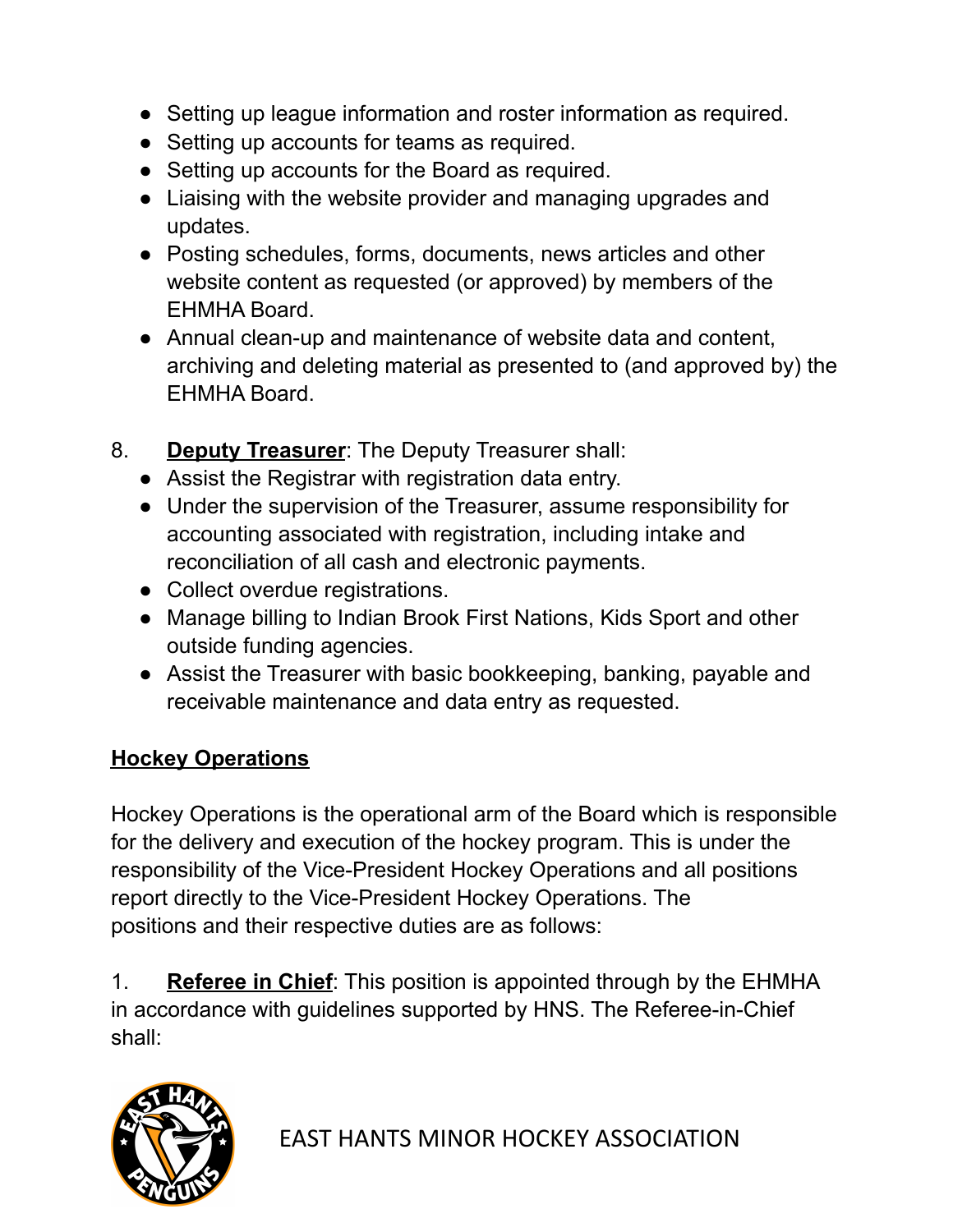- Setting up league information and roster information as required.
- Setting up accounts for teams as required.
- Setting up accounts for the Board as required.
- Liaising with the website provider and managing upgrades and updates.
- Posting schedules, forms, documents, news articles and other website content as requested (or approved) by members of the EHMHA Board.
- Annual clean-up and maintenance of website data and content, archiving and deleting material as presented to (and approved by) the EHMHA Board.

8. **Deputy Treasurer**: The Deputy Treasurer shall:
   - Assist the Registrar with registration data entry.
   - Under the supervision of the Treasurer, assume responsibility for accounting associated with registration, including intake and reconciliation of all cash and electronic payments.
   - Collect overdue registrations.
   - Manage billing to Indian Brook First Nations, Kids Sport and other outside funding agencies.
   - Assist the Treasurer with basic bookkeeping, banking, payable and receivable maintenance and data entry as requested.

## Hockey Operations

Hockey Operations is the operational arm of the Board which is responsible for the delivery and execution of the hockey program. This is under the responsibility of the Vice-President Hockey Operations and all positions report directly to the Vice-President Hockey Operations. The positions and their respective duties are as follows:

1. **Referee in Chief**: This position is appointed through by the EHMHA in accordance with guidelines supported by HNS. The Referee-in-Chief shall: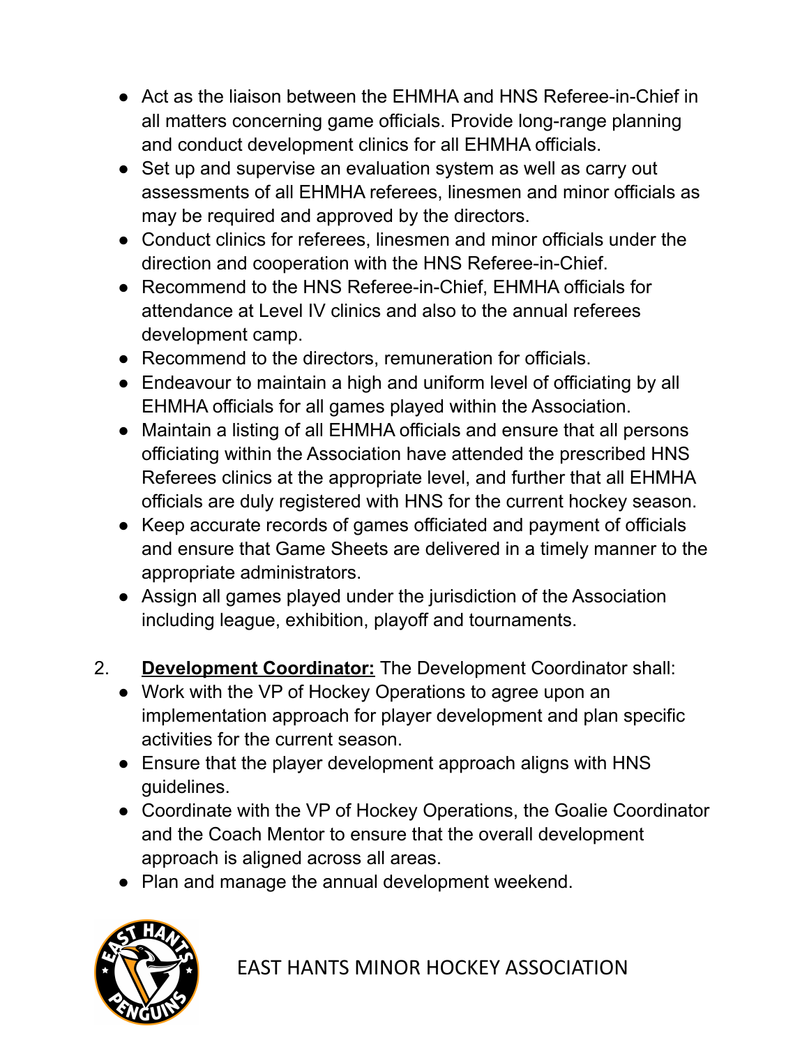- Act as the liaison between the EHMHA and HNS Referee-in-Chief in all matters concerning game officials. Provide long-range planning and conduct development clinics for all EHMHA officials.
- Set up and supervise an evaluation system as well as carry out assessments of all EHMHA referees, linesmen and minor officials as may be required and approved by the directors.
- Conduct clinics for referees, linesmen and minor officials under the direction and cooperation with the HNS Referee-in-Chief.
- Recommend to the HNS Referee-in-Chief, EHMHA officials for attendance at Level IV clinics and also to the annual referees development camp.
- Recommend to the directors, remuneration for officials.
- Endeavour to maintain a high and uniform level of officiating by all EHMHA officials for all games played within the Association.
- Maintain a listing of all EHMHA officials and ensure that all persons officiating within the Association have attended the prescribed HNS Referees clinics at the appropriate level, and further that all EHMHA officials are duly registered with HNS for the current hockey season.
- Keep accurate records of games officiated and payment of officials and ensure that Game Sheets are delivered in a timely manner to the appropriate administrators.
- Assign all games played under the jurisdiction of the Association including league, exhibition, playoff and tournaments.

2. **Development Coordinator:** The Development Coordinator shall:
   - Work with the VP of Hockey Operations to agree upon an implementation approach for player development and plan specific activities for the current season.
   - Ensure that the player development approach aligns with HNS guidelines.
   - Coordinate with the VP of Hockey Operations, the Goalie Coordinator and the Coach Mentor to ensure that the overall development approach is aligned across all areas.
   - Plan and manage the annual development weekend.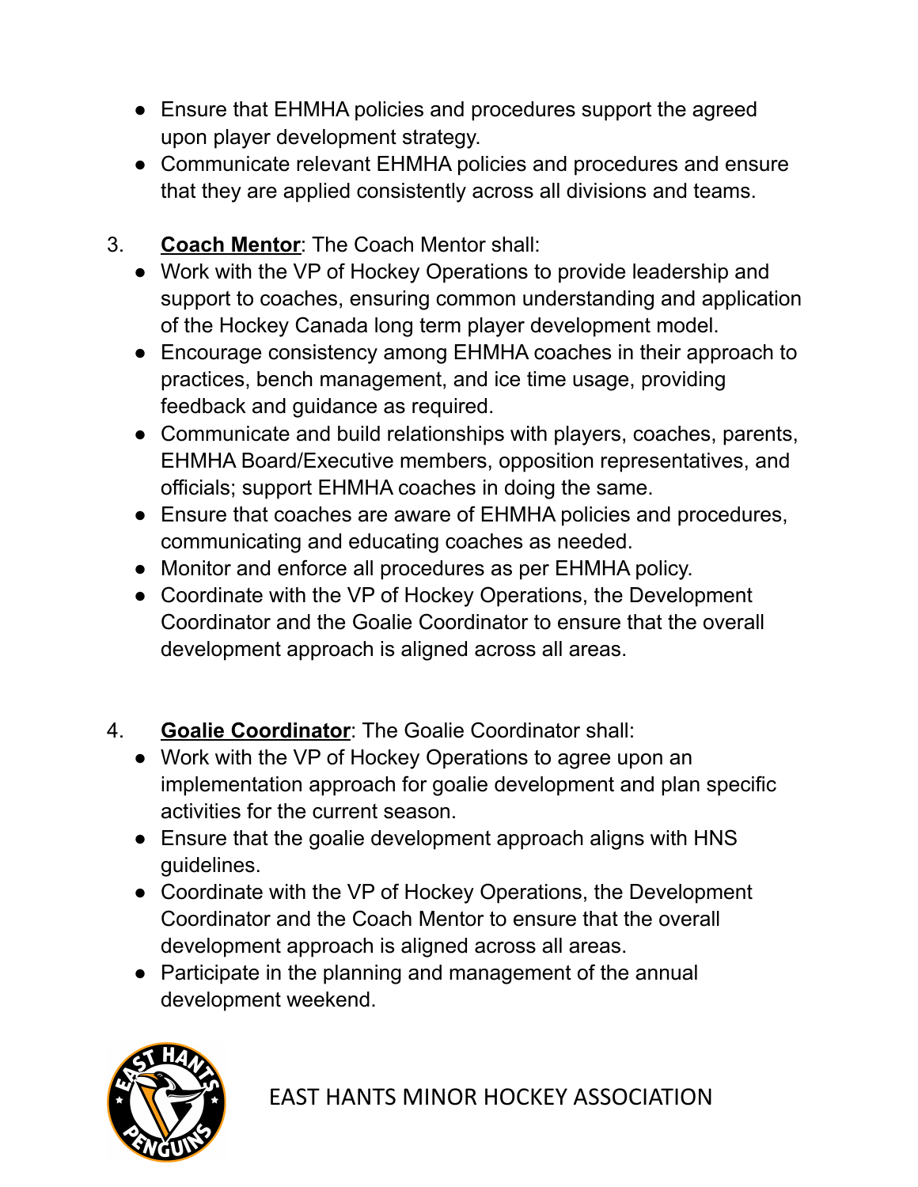- Ensure that EHMHA policies and procedures support the agreed upon player development strategy.
- Communicate relevant EHMHA policies and procedures and ensure that they are applied consistently across all divisions and teams.

3. **<u>Coach Mentor</u>**: The Coach Mentor shall:
   - Work with the VP of Hockey Operations to provide leadership and support to coaches, ensuring common understanding and application of the Hockey Canada long term player development model.
   - Encourage consistency among EHMHA coaches in their approach to practices, bench management, and ice time usage, providing feedback and guidance as required.
   - Communicate and build relationships with players, coaches, parents, EHMHA Board/Executive members, opposition representatives, and officials; support EHMHA coaches in doing the same.
   - Ensure that coaches are aware of EHMHA policies and procedures, communicating and educating coaches as needed.
   - Monitor and enforce all procedures as per EHMHA policy.
   - Coordinate with the VP of Hockey Operations, the Development Coordinator and the Goalie Coordinator to ensure that the overall development approach is aligned across all areas.

4. **<u>Goalie Coordinator</u>**: The Goalie Coordinator shall:
   - Work with the VP of Hockey Operations to agree upon an implementation approach for goalie development and plan specific activities for the current season.
   - Ensure that the goalie development approach aligns with HNS guidelines.
   - Coordinate with the VP of Hockey Operations, the Development Coordinator and the Coach Mentor to ensure that the overall development approach is aligned across all areas.
   - Participate in the planning and management of the annual development weekend.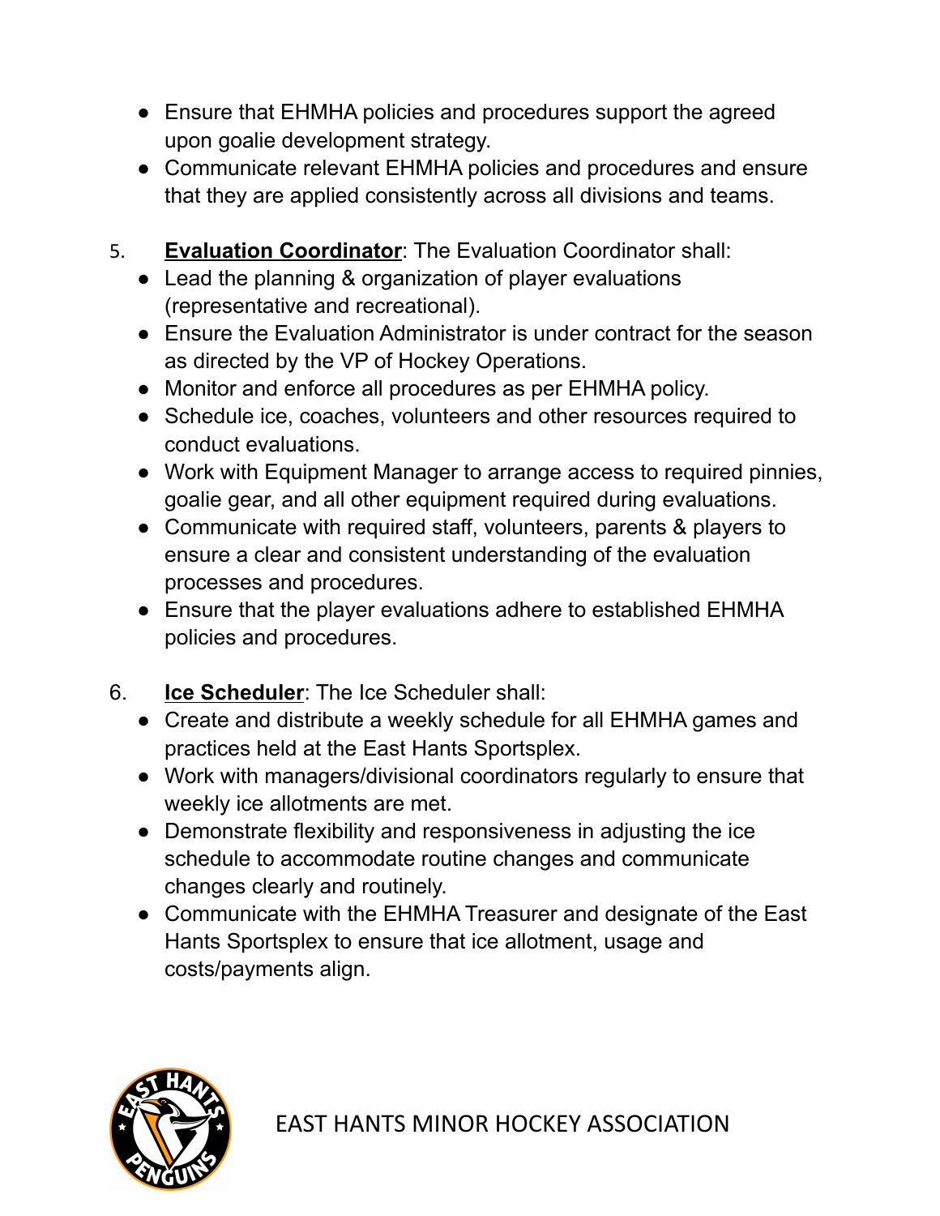- Ensure that EHMHA policies and procedures support the agreed upon goalie development strategy.
- Communicate relevant EHMHA policies and procedures and ensure that they are applied consistently across all divisions and teams.

5. **Evaluation Coordinator**: The Evaluation Coordinator shall:
   - Lead the planning & organization of player evaluations (representative and recreational).
   - Ensure the Evaluation Administrator is under contract for the season as directed by the VP of Hockey Operations.
   - Monitor and enforce all procedures as per EHMHA policy.
   - Schedule ice, coaches, volunteers and other resources required to conduct evaluations.
   - Work with Equipment Manager to arrange access to required pinnies, goalie gear, and all other equipment required during evaluations.
   - Communicate with required staff, volunteers, parents & players to ensure a clear and consistent understanding of the evaluation processes and procedures.
   - Ensure that the player evaluations adhere to established EHMHA policies and procedures.

6. **Ice Scheduler**: The Ice Scheduler shall:
   - Create and distribute a weekly schedule for all EHMHA games and practices held at the East Hants Sportsplex.
   - Work with managers/divisional coordinators regularly to ensure that weekly ice allotments are met.
   - Demonstrate flexibility and responsiveness in adjusting the ice schedule to accommodate routine changes and communicate changes clearly and routinely.
   - Communicate with the EHMHA Treasurer and designate of the East Hants Sportsplex to ensure that ice allotment, usage and costs/payments align.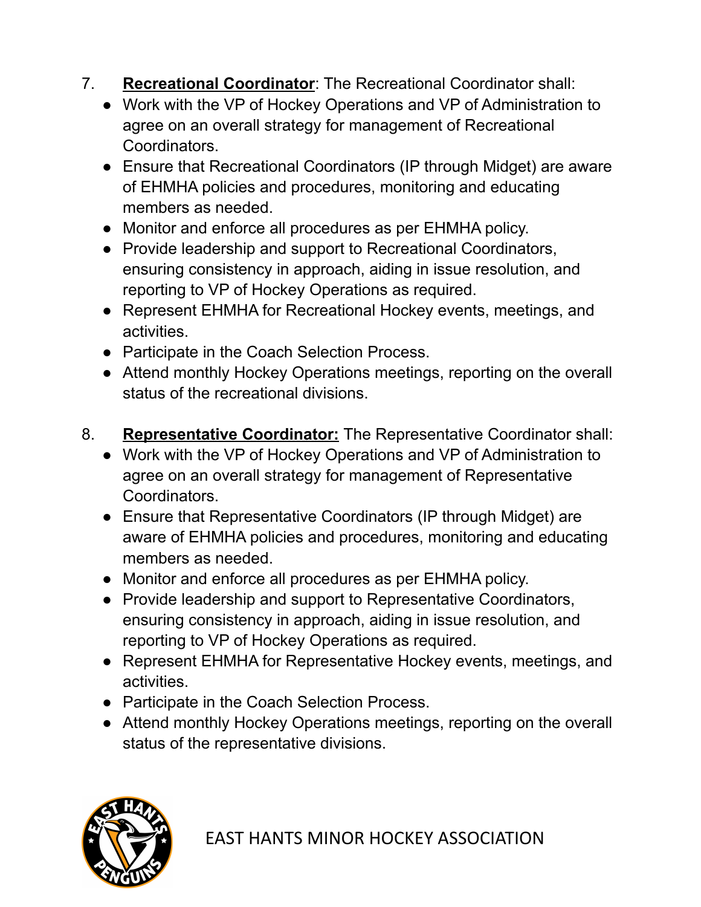7. **<u>Recreational Coordinator</u>**: The Recreational Coordinator shall:
    - Work with the VP of Hockey Operations and VP of Administration to agree on an overall strategy for management of Recreational Coordinators.
    - Ensure that Recreational Coordinators (IP through Midget) are aware of EHMHA policies and procedures, monitoring and educating members as needed.
    - Monitor and enforce all procedures as per EHMHA policy.
    - Provide leadership and support to Recreational Coordinators, ensuring consistency in approach, aiding in issue resolution, and reporting to VP of Hockey Operations as required.
    - Represent EHMHA for Recreational Hockey events, meetings, and activities.
    - Participate in the Coach Selection Process.
    - Attend monthly Hockey Operations meetings, reporting on the overall status of the recreational divisions.

8. **<u>Representative Coordinator:</u>** The Representative Coordinator shall:
    - Work with the VP of Hockey Operations and VP of Administration to agree on an overall strategy for management of Representative Coordinators.
    - Ensure that Representative Coordinators (IP through Midget) are aware of EHMHA policies and procedures, monitoring and educating members as needed.
    - Monitor and enforce all procedures as per EHMHA policy.
    - Provide leadership and support to Representative Coordinators, ensuring consistency in approach, aiding in issue resolution, and reporting to VP of Hockey Operations as required.
    - Represent EHMHA for Representative Hockey events, meetings, and activities.
    - Participate in the Coach Selection Process.
    - Attend monthly Hockey Operations meetings, reporting on the overall status of the representative divisions.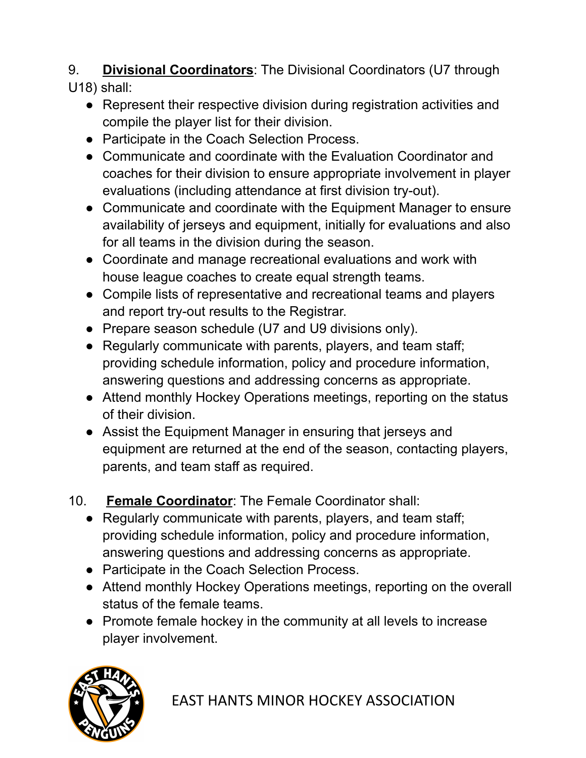9. **Divisional Coordinators**: The Divisional Coordinators (U7 through U18) shall:

- Represent their respective division during registration activities and compile the player list for their division.
- Participate in the Coach Selection Process.
- Communicate and coordinate with the Evaluation Coordinator and coaches for their division to ensure appropriate involvement in player evaluations (including attendance at first division try-out).
- Communicate and coordinate with the Equipment Manager to ensure availability of jerseys and equipment, initially for evaluations and also for all teams in the division during the season.
- Coordinate and manage recreational evaluations and work with house league coaches to create equal strength teams.
- Compile lists of representative and recreational teams and players and report try-out results to the Registrar.
- Prepare season schedule (U7 and U9 divisions only).
- Regularly communicate with parents, players, and team staff; providing schedule information, policy and procedure information, answering questions and addressing concerns as appropriate.
- Attend monthly Hockey Operations meetings, reporting on the status of their division.
- Assist the Equipment Manager in ensuring that jerseys and equipment are returned at the end of the season, contacting players, parents, and team staff as required.

10. **Female Coordinator**: The Female Coordinator shall:

- Regularly communicate with parents, players, and team staff; providing schedule information, policy and procedure information, answering questions and addressing concerns as appropriate.
- Participate in the Coach Selection Process.
- Attend monthly Hockey Operations meetings, reporting on the overall status of the female teams.
- Promote female hockey in the community at all levels to increase player involvement.